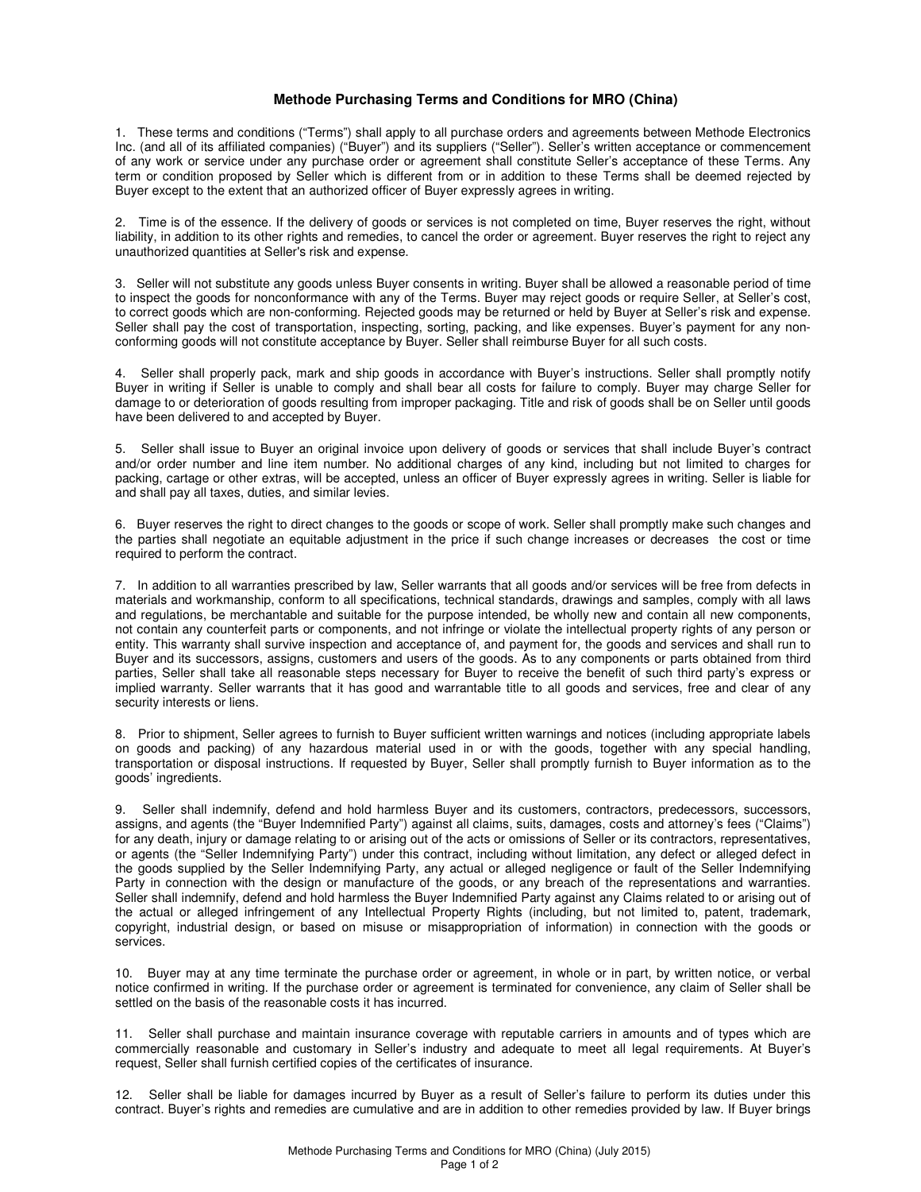# Methode Purchasing Terms and Conditions for MRO (China)

1. These terms and conditions ("Terms") shall apply to all purchase orders and agreements between Methode Electronics Inc. (and all of its affiliated companies) ("Buyer") and its suppliers ("Seller"). Seller's written acceptance or commencement of any work or service under any purchase order or agreement shall constitute Seller's acceptance of these Terms. Any term or condition proposed by Seller which is different from or in addition to these Terms shall be deemed rejected by Buyer except to the extent that an authorized officer of Buyer expressly agrees in writing.

2. Time is of the essence. If the delivery of goods or services is not completed on time, Buyer reserves the right, without liability, in addition to its other rights and remedies, to cancel the order or agreement. Buyer reserves the right to reject any unauthorized quantities at Seller's risk and expense.

3. Seller will not substitute any goods unless Buyer consents in writing. Buyer shall be allowed a reasonable period of time to inspect the goods for nonconformance with any of the Terms. Buyer may reject goods or require Seller, at Seller's cost, to correct goods which are non-conforming. Rejected goods may be returned or held by Buyer at Seller's risk and expense. Seller shall pay the cost of transportation, inspecting, sorting, packing, and like expenses. Buyer's payment for any non-conforming goods will not constitute acceptance by Buyer. Seller shall reimburse Buyer for all such costs.

4. Seller shall properly pack, mark and ship goods in accordance with Buyer's instructions. Seller shall promptly notify Buyer in writing if Seller is unable to comply and shall bear all costs for failure to comply. Buyer may charge Seller for damage to or deterioration of goods resulting from improper packaging. Title and risk of goods shall be on Seller until goods have been delivered to and accepted by Buyer.

5. Seller shall issue to Buyer an original invoice upon delivery of goods or services that shall include Buyer's contract and/or order number and line item number. No additional charges of any kind, including but not limited to charges for packing, cartage or other extras, will be accepted, unless an officer of Buyer expressly agrees in writing. Seller is liable for and shall pay all taxes, duties, and similar levies.

6. Buyer reserves the right to direct changes to the goods or scope of work. Seller shall promptly make such changes and the parties shall negotiate an equitable adjustment in the price if such change increases or decreases the cost or time required to perform the contract.

7. In addition to all warranties prescribed by law, Seller warrants that all goods and/or services will be free from defects in materials and workmanship, conform to all specifications, technical standards, drawings and samples, comply with all laws and regulations, be merchantable and suitable for the purpose intended, be wholly new and contain all new components, not contain any counterfeit parts or components, and not infringe or violate the intellectual property rights of any person or entity. This warranty shall survive inspection and acceptance of, and payment for, the goods and services and shall run to Buyer and its successors, assigns, customers and users of the goods. As to any components or parts obtained from third parties, Seller shall take all reasonable steps necessary for Buyer to receive the benefit of such third party's express or implied warranty. Seller warrants that it has good and warrantable title to all goods and services, free and clear of any security interests or liens.

8. Prior to shipment, Seller agrees to furnish to Buyer sufficient written warnings and notices (including appropriate labels on goods and packing) of any hazardous material used in or with the goods, together with any special handling, transportation or disposal instructions. If requested by Buyer, Seller shall promptly furnish to Buyer information as to the goods' ingredients.

9. Seller shall indemnify, defend and hold harmless Buyer and its customers, contractors, predecessors, successors, assigns, and agents (the "Buyer Indemnified Party") against all claims, suits, damages, costs and attorney's fees ("Claims") for any death, injury or damage relating to or arising out of the acts or omissions of Seller or its contractors, representatives, or agents (the "Seller Indemnifying Party") under this contract, including without limitation, any defect or alleged defect in the goods supplied by the Seller Indemnifying Party, any actual or alleged negligence or fault of the Seller Indemnifying Party in connection with the design or manufacture of the goods, or any breach of the representations and warranties. Seller shall indemnify, defend and hold harmless the Buyer Indemnified Party against any Claims related to or arising out of the actual or alleged infringement of any Intellectual Property Rights (including, but not limited to, patent, trademark, copyright, industrial design, or based on misuse or misappropriation of information) in connection with the goods or services.

10. Buyer may at any time terminate the purchase order or agreement, in whole or in part, by written notice, or verbal notice confirmed in writing. If the purchase order or agreement is terminated for convenience, any claim of Seller shall be settled on the basis of the reasonable costs it has incurred.

11. Seller shall purchase and maintain insurance coverage with reputable carriers in amounts and of types which are commercially reasonable and customary in Seller's industry and adequate to meet all legal requirements. At Buyer's request, Seller shall furnish certified copies of the certificates of insurance.

12. Seller shall be liable for damages incurred by Buyer as a result of Seller's failure to perform its duties under this contract. Buyer's rights and remedies are cumulative and are in addition to other remedies provided by law. If Buyer brings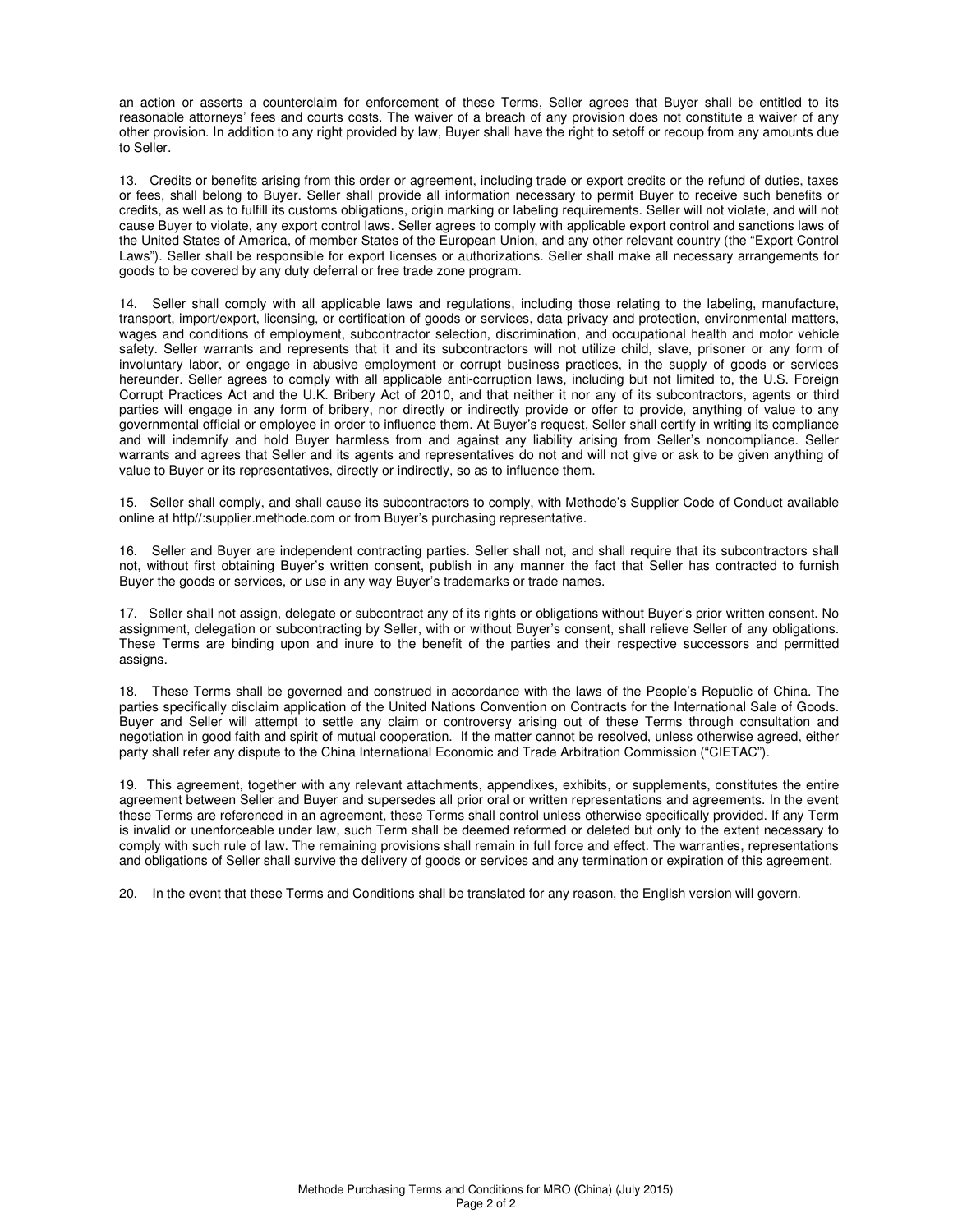an action or asserts a counterclaim for enforcement of these Terms, Seller agrees that Buyer shall be entitled to its reasonable attorneys' fees and courts costs. The waiver of a breach of any provision does not constitute a waiver of any other provision. In addition to any right provided by law, Buyer shall have the right to setoff or recoup from any amounts due to Seller.

13. Credits or benefits arising from this order or agreement, including trade or export credits or the refund of duties, taxes or fees, shall belong to Buyer. Seller shall provide all information necessary to permit Buyer to receive such benefits or credits, as well as to fulfill its customs obligations, origin marking or labeling requirements. Seller will not violate, and will not cause Buyer to violate, any export control laws. Seller agrees to comply with applicable export control and sanctions laws of the United States of America, of member States of the European Union, and any other relevant country (the "Export Control Laws"). Seller shall be responsible for export licenses or authorizations. Seller shall make all necessary arrangements for goods to be covered by any duty deferral or free trade zone program.

14. Seller shall comply with all applicable laws and regulations, including those relating to the labeling, manufacture, transport, import/export, licensing, or certification of goods or services, data privacy and protection, environmental matters, wages and conditions of employment, subcontractor selection, discrimination, and occupational health and motor vehicle safety. Seller warrants and represents that it and its subcontractors will not utilize child, slave, prisoner or any form of involuntary labor, or engage in abusive employment or corrupt business practices, in the supply of goods or services hereunder. Seller agrees to comply with all applicable anti-corruption laws, including but not limited to, the U.S. Foreign Corrupt Practices Act and the U.K. Bribery Act of 2010, and that neither it nor any of its subcontractors, agents or third parties will engage in any form of bribery, nor directly or indirectly provide or offer to provide, anything of value to any governmental official or employee in order to influence them. At Buyer's request, Seller shall certify in writing its compliance and will indemnify and hold Buyer harmless from and against any liability arising from Seller's noncompliance. Seller warrants and agrees that Seller and its agents and representatives do not and will not give or ask to be given anything of value to Buyer or its representatives, directly or indirectly, so as to influence them.

15. Seller shall comply, and shall cause its subcontractors to comply, with Methode's Supplier Code of Conduct available online at http//:supplier.methode.com or from Buyer's purchasing representative.

16. Seller and Buyer are independent contracting parties. Seller shall not, and shall require that its subcontractors shall not, without first obtaining Buyer's written consent, publish in any manner the fact that Seller has contracted to furnish Buyer the goods or services, or use in any way Buyer's trademarks or trade names.

17. Seller shall not assign, delegate or subcontract any of its rights or obligations without Buyer's prior written consent. No assignment, delegation or subcontracting by Seller, with or without Buyer's consent, shall relieve Seller of any obligations. These Terms are binding upon and inure to the benefit of the parties and their respective successors and permitted assigns.

18. These Terms shall be governed and construed in accordance with the laws of the People's Republic of China. The parties specifically disclaim application of the United Nations Convention on Contracts for the International Sale of Goods. Buyer and Seller will attempt to settle any claim or controversy arising out of these Terms through consultation and negotiation in good faith and spirit of mutual cooperation. If the matter cannot be resolved, unless otherwise agreed, either party shall refer any dispute to the China International Economic and Trade Arbitration Commission ("CIETAC").

19. This agreement, together with any relevant attachments, appendixes, exhibits, or supplements, constitutes the entire agreement between Seller and Buyer and supersedes all prior oral or written representations and agreements. In the event these Terms are referenced in an agreement, these Terms shall control unless otherwise specifically provided. If any Term is invalid or unenforceable under law, such Term shall be deemed reformed or deleted but only to the extent necessary to comply with such rule of law. The remaining provisions shall remain in full force and effect. The warranties, representations and obligations of Seller shall survive the delivery of goods or services and any termination or expiration of this agreement.

20. In the event that these Terms and Conditions shall be translated for any reason, the English version will govern.